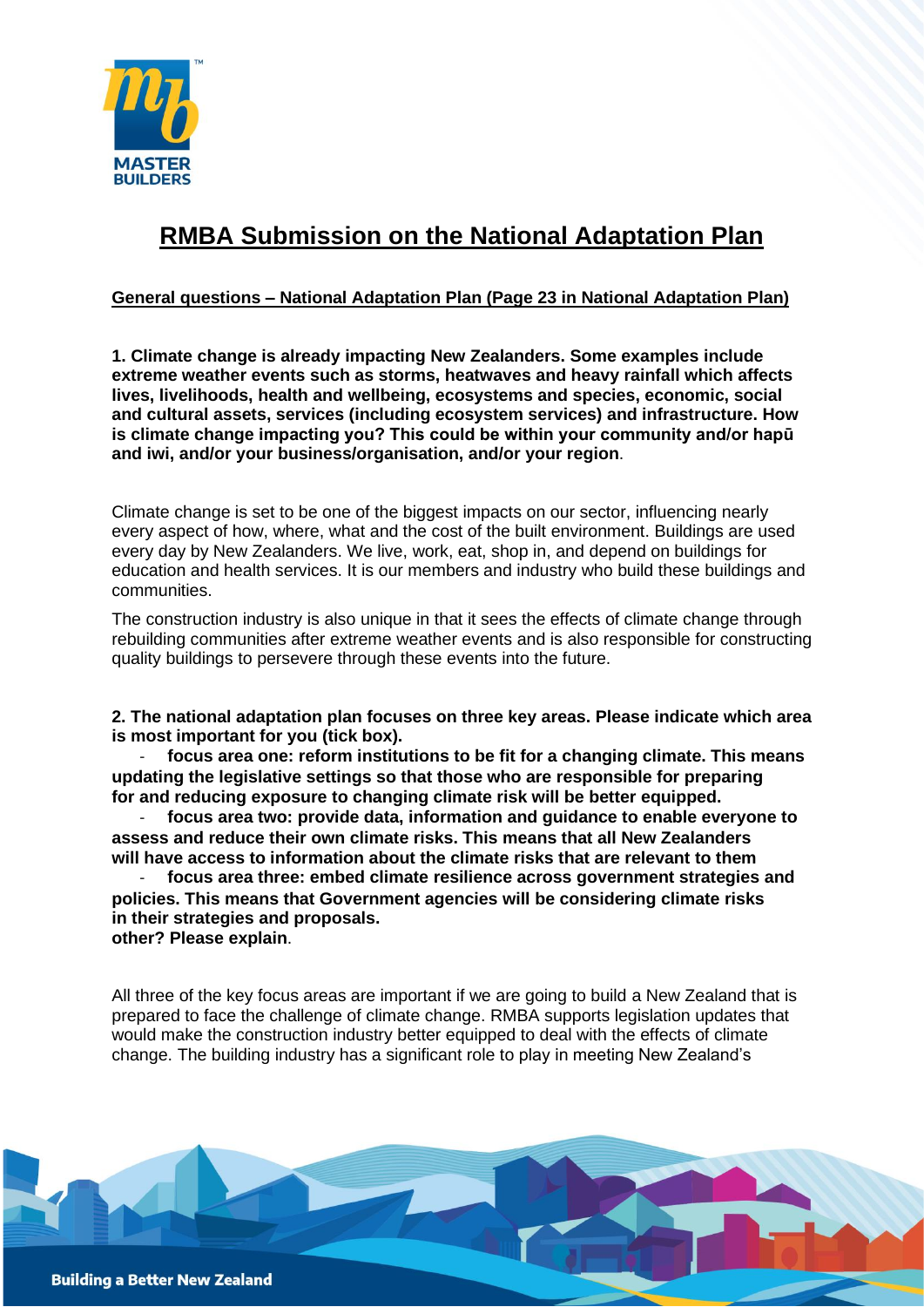# RMBA Submission on the National Adaptation Plan

## General questions – National Adaptation Plan (Page 23 in National Adaptation Plan)

**1. Climate change is already impacting New Zealanders. Some examples include extreme weather events such as storms, heatwaves and heavy rainfall which affects lives, livelihoods, health and wellbeing, ecosystems and species, economic, social and cultural assets, services (including ecosystem services) and infrastructure. How is climate change impacting you? This could be within your community and/or hapū and iwi, and/or your business/organisation, and/or your region**.

Climate change is set to be one of the biggest impacts on our sector, influencing nearly every aspect of how, where, what and the cost of the built environment. Buildings are used every day by New Zealanders. We live, work, eat, shop in, and depend on buildings for education and health services. It is our members and industry who build these buildings and communities.

The construction industry is also unique in that it sees the effects of climate change through rebuilding communities after extreme weather events and is also responsible for constructing quality buildings to persevere through these events into the future.

**2. The national adaptation plan focuses on three key areas. Please indicate which area is most important for you (tick box).**

- **focus area one: reform institutions to be fit for a changing climate. This means updating the legislative settings so that those who are responsible for preparing for and reducing exposure to changing climate risk will be better equipped.**
- **focus area two: provide data, information and guidance to enable everyone to assess and reduce their own climate risks. This means that all New Zealanders will have access to information about the climate risks that are relevant to them**
- **focus area three: embed climate resilience across government strategies and policies. This means that Government agencies will be considering climate risks in their strategies and proposals.**

**other? Please explain**.

All three of the key focus areas are important if we are going to build a New Zealand that is prepared to face the challenge of climate change. RMBA supports legislation updates that would make the construction industry better equipped to deal with the effects of climate change. The building industry has a significant role to play in meeting New Zealand's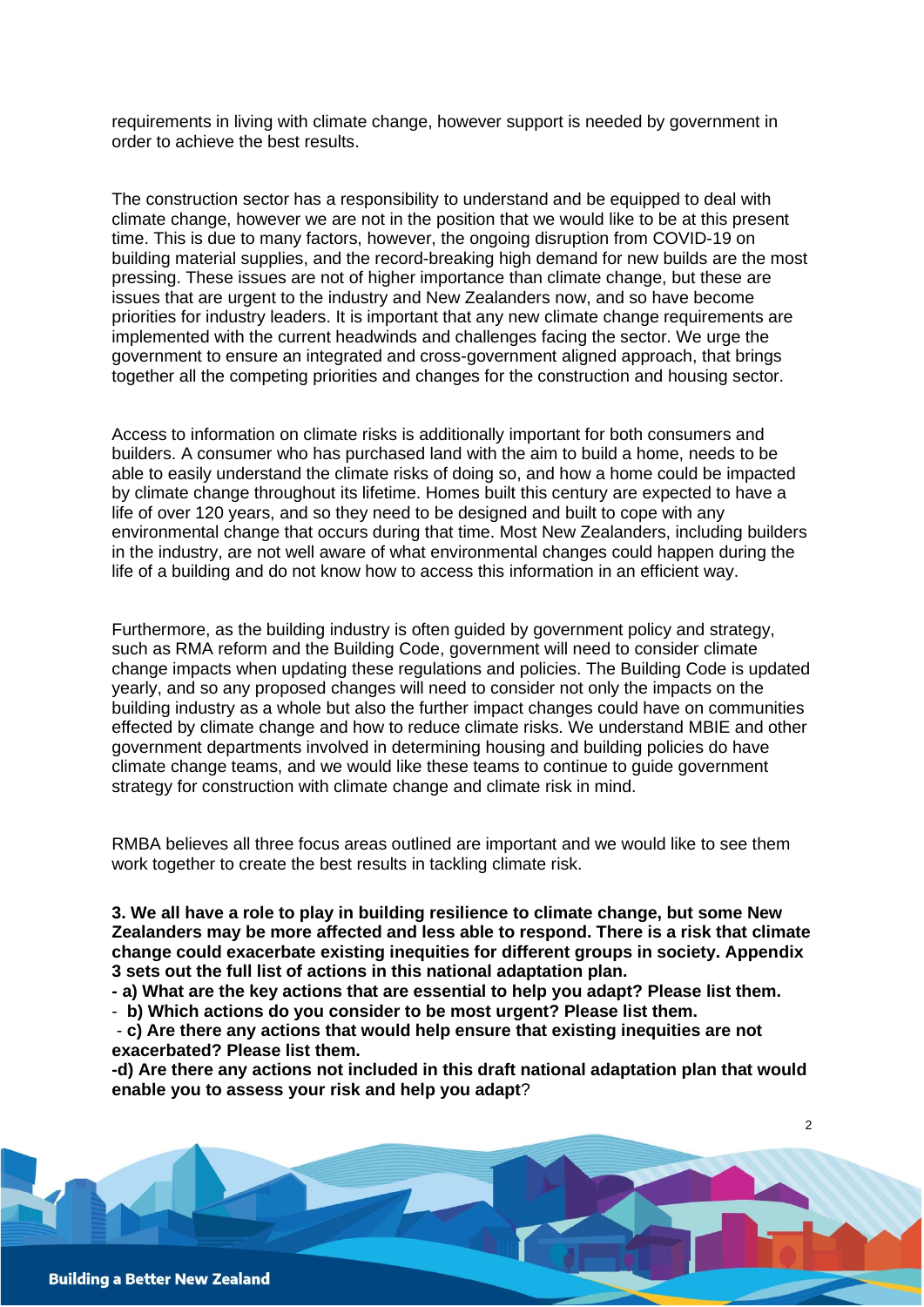requirements in living with climate change, however support is needed by government in order to achieve the best results.

The construction sector has a responsibility to understand and be equipped to deal with climate change, however we are not in the position that we would like to be at this present time. This is due to many factors, however, the ongoing disruption from COVID-19 on building material supplies, and the record-breaking high demand for new builds are the most pressing. These issues are not of higher importance than climate change, but these are issues that are urgent to the industry and New Zealanders now, and so have become priorities for industry leaders. It is important that any new climate change requirements are implemented with the current headwinds and challenges facing the sector. We urge the government to ensure an integrated and cross-government aligned approach, that brings together all the competing priorities and changes for the construction and housing sector.

Access to information on climate risks is additionally important for both consumers and builders. A consumer who has purchased land with the aim to build a home, needs to be able to easily understand the climate risks of doing so, and how a home could be impacted by climate change throughout its lifetime. Homes built this century are expected to have a life of over 120 years, and so they need to be designed and built to cope with any environmental change that occurs during that time. Most New Zealanders, including builders in the industry, are not well aware of what environmental changes could happen during the life of a building and do not know how to access this information in an efficient way.

Furthermore, as the building industry is often guided by government policy and strategy, such as RMA reform and the Building Code, government will need to consider climate change impacts when updating these regulations and policies. The Building Code is updated yearly, and so any proposed changes will need to consider not only the impacts on the building industry as a whole but also the further impact changes could have on communities effected by climate change and how to reduce climate risks. We understand MBIE and other government departments involved in determining housing and building policies do have climate change teams, and we would like these teams to continue to guide government strategy for construction with climate change and climate risk in mind.

RMBA believes all three focus areas outlined are important and we would like to see them work together to create the best results in tackling climate risk.

**3. We all have a role to play in building resilience to climate change, but some New Zealanders may be more affected and less able to respond. There is a risk that climate change could exacerbate existing inequities for different groups in society. Appendix 3 sets out the full list of actions in this national adaptation plan.**

**- a) What are the key actions that are essential to help you adapt? Please list them.**

**- b) Which actions do you consider to be most urgent? Please list them.**

**- c) Are there any actions that would help ensure that existing inequities are not exacerbated? Please list them.**

**-d) Are there any actions not included in this draft national adaptation plan that would enable you to assess your risk and help you adapt**?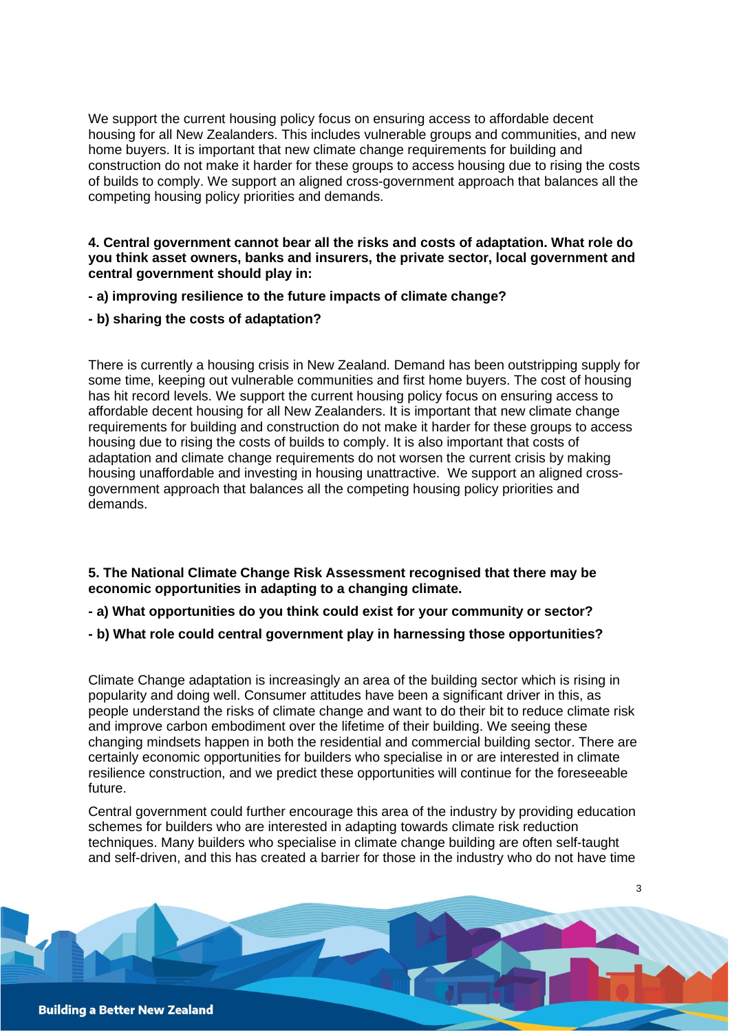We support the current housing policy focus on ensuring access to affordable decent housing for all New Zealanders. This includes vulnerable groups and communities, and new home buyers. It is important that new climate change requirements for building and construction do not make it harder for these groups to access housing due to rising the costs of builds to comply. We support an aligned cross-government approach that balances all the competing housing policy priorities and demands.

**4. Central government cannot bear all the risks and costs of adaptation. What role do you think asset owners, banks and insurers, the private sector, local government and central government should play in:**

**- a) improving resilience to the future impacts of climate change?**

**- b) sharing the costs of adaptation?**

There is currently a housing crisis in New Zealand. Demand has been outstripping supply for some time, keeping out vulnerable communities and first home buyers. The cost of housing has hit record levels. We support the current housing policy focus on ensuring access to affordable decent housing for all New Zealanders. It is important that new climate change requirements for building and construction do not make it harder for these groups to access housing due to rising the costs of builds to comply. It is also important that costs of adaptation and climate change requirements do not worsen the current crisis by making housing unaffordable and investing in housing unattractive. We support an aligned cross-government approach that balances all the competing housing policy priorities and demands.

**5. The National Climate Change Risk Assessment recognised that there may be economic opportunities in adapting to a changing climate.**

**- a) What opportunities do you think could exist for your community or sector?**

**- b) What role could central government play in harnessing those opportunities?**

Climate Change adaptation is increasingly an area of the building sector which is rising in popularity and doing well. Consumer attitudes have been a significant driver in this, as people understand the risks of climate change and want to do their bit to reduce climate risk and improve carbon embodiment over the lifetime of their building. We seeing these changing mindsets happen in both the residential and commercial building sector. There are certainly economic opportunities for builders who specialise in or are interested in climate resilience construction, and we predict these opportunities will continue for the foreseeable future.

Central government could further encourage this area of the industry by providing education schemes for builders who are interested in adapting towards climate risk reduction techniques. Many builders who specialise in climate change building are often self-taught and self-driven, and this has created a barrier for those in the industry who do not have time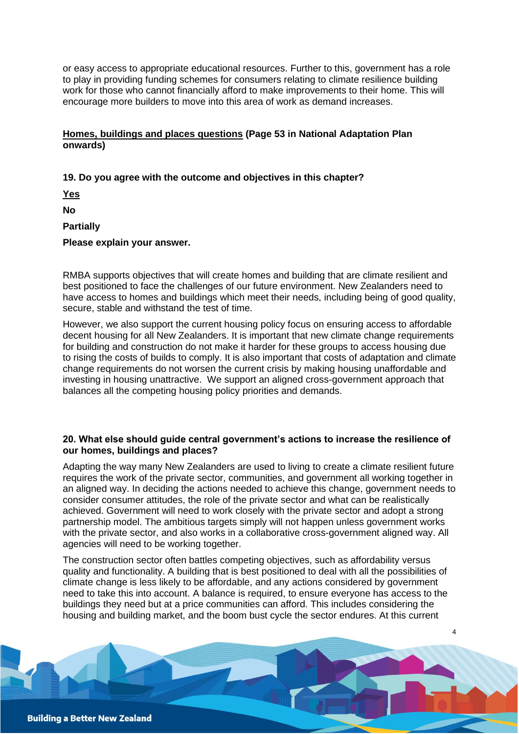or easy access to appropriate educational resources. Further to this, government has a role to play in providing funding schemes for consumers relating to climate resilience building work for those who cannot financially afford to make improvements to their home. This will encourage more builders to move into this area of work as demand increases.

**Homes, buildings and places questions (Page 53 in National Adaptation Plan onwards)**

**19. Do you agree with the outcome and objectives in this chapter?**

**Yes**

**No**

**Partially**

**Please explain your answer.**

RMBA supports objectives that will create homes and building that are climate resilient and best positioned to face the challenges of our future environment. New Zealanders need to have access to homes and buildings which meet their needs, including being of good quality, secure, stable and withstand the test of time.

However, we also support the current housing policy focus on ensuring access to affordable decent housing for all New Zealanders. It is important that new climate change requirements for building and construction do not make it harder for these groups to access housing due to rising the costs of builds to comply. It is also important that costs of adaptation and climate change requirements do not worsen the current crisis by making housing unaffordable and investing in housing unattractive. We support an aligned cross-government approach that balances all the competing housing policy priorities and demands.

**20. What else should guide central government's actions to increase the resilience of our homes, buildings and places?**

Adapting the way many New Zealanders are used to living to create a climate resilient future requires the work of the private sector, communities, and government all working together in an aligned way. In deciding the actions needed to achieve this change, government needs to consider consumer attitudes, the role of the private sector and what can be realistically achieved. Government will need to work closely with the private sector and adopt a strong partnership model. The ambitious targets simply will not happen unless government works with the private sector, and also works in a collaborative cross-government aligned way. All agencies will need to be working together.

The construction sector often battles competing objectives, such as affordability versus quality and functionality. A building that is best positioned to deal with all the possibilities of climate change is less likely to be affordable, and any actions considered by government need to take this into account. A balance is required, to ensure everyone has access to the buildings they need but at a price communities can afford. This includes considering the housing and building market, and the boom bust cycle the sector endures. At this current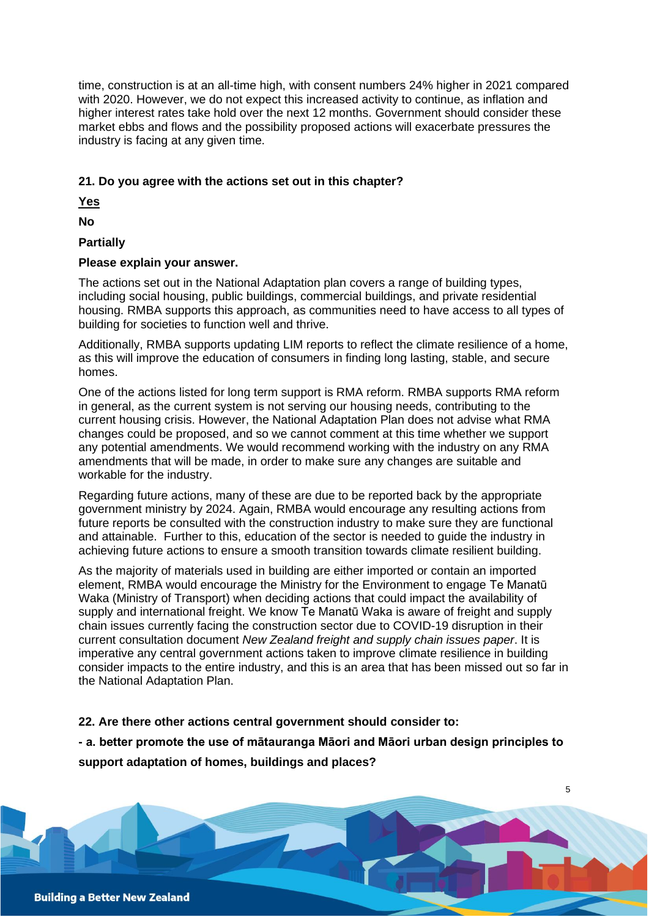time, construction is at an all-time high, with consent numbers 24% higher in 2021 compared with 2020. However, we do not expect this increased activity to continue, as inflation and higher interest rates take hold over the next 12 months. Government should consider these market ebbs and flows and the possibility proposed actions will exacerbate pressures the industry is facing at any given time.

**21. Do you agree with the actions set out in this chapter?**

**<u>Yes</u>**

**No**

**Partially**

**Please explain your answer.**

The actions set out in the National Adaptation plan covers a range of building types, including social housing, public buildings, commercial buildings, and private residential housing. RMBA supports this approach, as communities need to have access to all types of building for societies to function well and thrive.

Additionally, RMBA supports updating LIM reports to reflect the climate resilience of a home, as this will improve the education of consumers in finding long lasting, stable, and secure homes.

One of the actions listed for long term support is RMA reform. RMBA supports RMA reform in general, as the current system is not serving our housing needs, contributing to the current housing crisis. However, the National Adaptation Plan does not advise what RMA changes could be proposed, and so we cannot comment at this time whether we support any potential amendments. We would recommend working with the industry on any RMA amendments that will be made, in order to make sure any changes are suitable and workable for the industry.

Regarding future actions, many of these are due to be reported back by the appropriate government ministry by 2024. Again, RMBA would encourage any resulting actions from future reports be consulted with the construction industry to make sure they are functional and attainable. Further to this, education of the sector is needed to guide the industry in achieving future actions to ensure a smooth transition towards climate resilient building.

As the majority of materials used in building are either imported or contain an imported element, RMBA would encourage the Ministry for the Environment to engage Te Manatū Waka (Ministry of Transport) when deciding actions that could impact the availability of supply and international freight. We know Te Manatū Waka is aware of freight and supply chain issues currently facing the construction sector due to COVID-19 disruption in their current consultation document *New Zealand freight and supply chain issues paper*. It is imperative any central government actions taken to improve climate resilience in building consider impacts to the entire industry, and this is an area that has been missed out so far in the National Adaptation Plan.

**22. Are there other actions central government should consider to:**

**- a. better promote the use of mātauranga Māori and Māori urban design principles to support adaptation of homes, buildings and places?**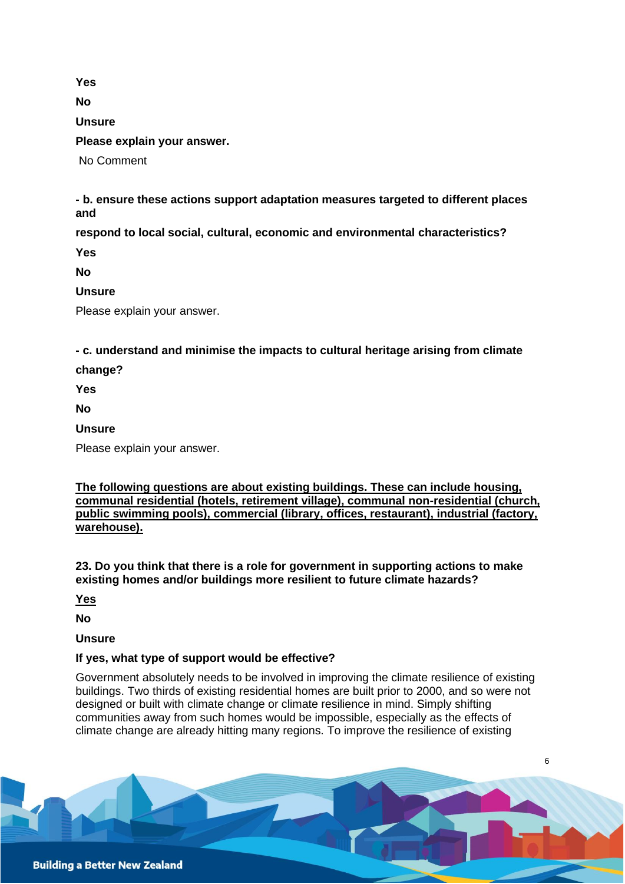**Yes**

**No**

**Unsure**

**Please explain your answer.**

No Comment

**- b. ensure these actions support adaptation measures targeted to different places and**

**respond to local social, cultural, economic and environmental characteristics?**

**Yes**

**No**

**Unsure**

Please explain your answer.

**- c. understand and minimise the impacts to cultural heritage arising from climate change?**

**Yes**

**No**

**Unsure**

Please explain your answer.

<u>**The following questions are about existing buildings. These can include housing, communal residential (hotels, retirement village), communal non-residential (church, public swimming pools), commercial (library, offices, restaurant), industrial (factory, warehouse).**</u>

**23. Do you think that there is a role for government in supporting actions to make existing homes and/or buildings more resilient to future climate hazards?**

<u>**Yes**</u>

**No**

**Unsure**

**If yes, what type of support would be effective?**

Government absolutely needs to be involved in improving the climate resilience of existing buildings. Two thirds of existing residential homes are built prior to 2000, and so were not designed or built with climate change or climate resilience in mind. Simply shifting communities away from such homes would be impossible, especially as the effects of climate change are already hitting many regions. To improve the resilience of existing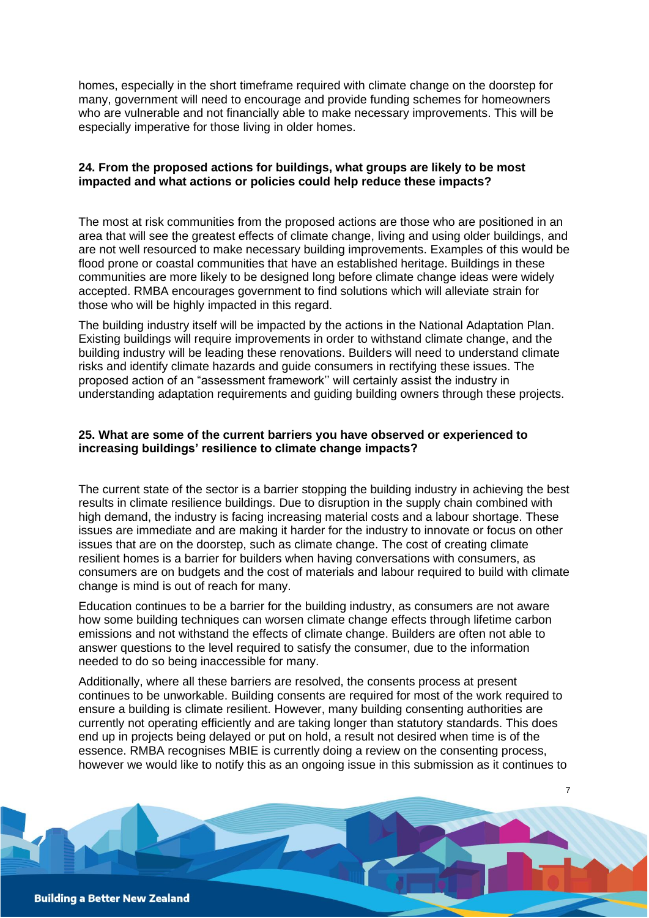homes, especially in the short timeframe required with climate change on the doorstep for many, government will need to encourage and provide funding schemes for homeowners who are vulnerable and not financially able to make necessary improvements. This will be especially imperative for those living in older homes.

**24. From the proposed actions for buildings, what groups are likely to be most impacted and what actions or policies could help reduce these impacts?**

The most at risk communities from the proposed actions are those who are positioned in an area that will see the greatest effects of climate change, living and using older buildings, and are not well resourced to make necessary building improvements. Examples of this would be flood prone or coastal communities that have an established heritage. Buildings in these communities are more likely to be designed long before climate change ideas were widely accepted. RMBA encourages government to find solutions which will alleviate strain for those who will be highly impacted in this regard.

The building industry itself will be impacted by the actions in the National Adaptation Plan. Existing buildings will require improvements in order to withstand climate change, and the building industry will be leading these renovations. Builders will need to understand climate risks and identify climate hazards and guide consumers in rectifying these issues. The proposed action of an "assessment framework'' will certainly assist the industry in understanding adaptation requirements and guiding building owners through these projects.

**25. What are some of the current barriers you have observed or experienced to increasing buildings' resilience to climate change impacts?**

The current state of the sector is a barrier stopping the building industry in achieving the best results in climate resilience buildings. Due to disruption in the supply chain combined with high demand, the industry is facing increasing material costs and a labour shortage. These issues are immediate and are making it harder for the industry to innovate or focus on other issues that are on the doorstep, such as climate change. The cost of creating climate resilient homes is a barrier for builders when having conversations with consumers, as consumers are on budgets and the cost of materials and labour required to build with climate change is mind is out of reach for many.

Education continues to be a barrier for the building industry, as consumers are not aware how some building techniques can worsen climate change effects through lifetime carbon emissions and not withstand the effects of climate change. Builders are often not able to answer questions to the level required to satisfy the consumer, due to the information needed to do so being inaccessible for many.

Additionally, where all these barriers are resolved, the consents process at present continues to be unworkable. Building consents are required for most of the work required to ensure a building is climate resilient. However, many building consenting authorities are currently not operating efficiently and are taking longer than statutory standards. This does end up in projects being delayed or put on hold, a result not desired when time is of the essence. RMBA recognises MBIE is currently doing a review on the consenting process, however we would like to notify this as an ongoing issue in this submission as it continues to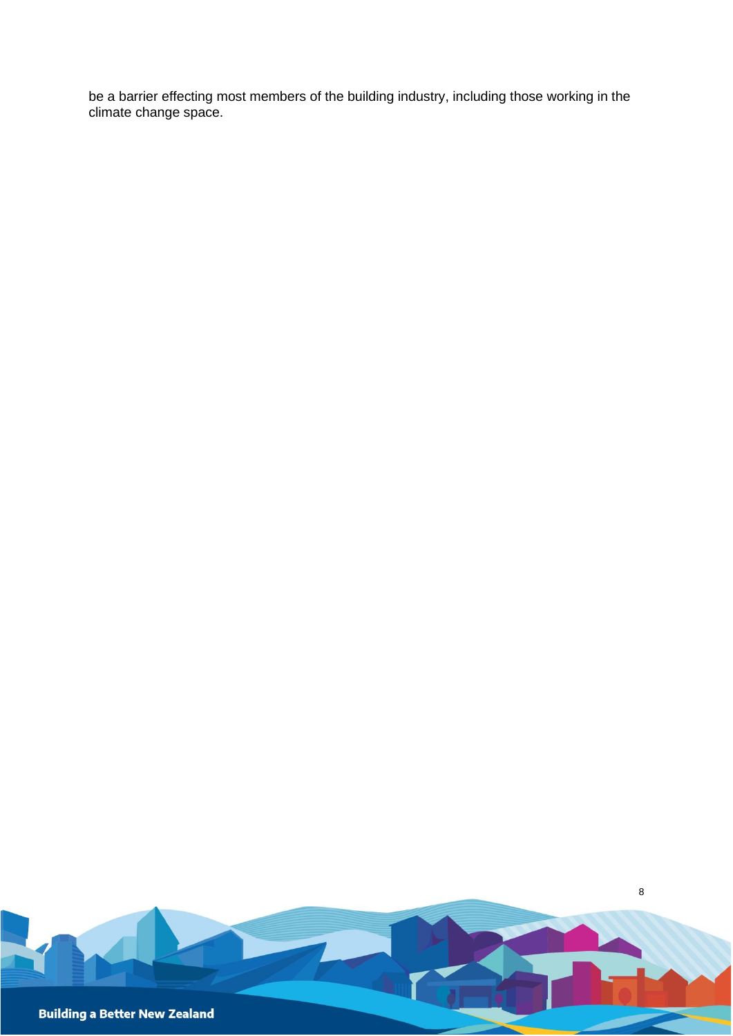be a barrier effecting most members of the building industry, including those working in the climate change space.